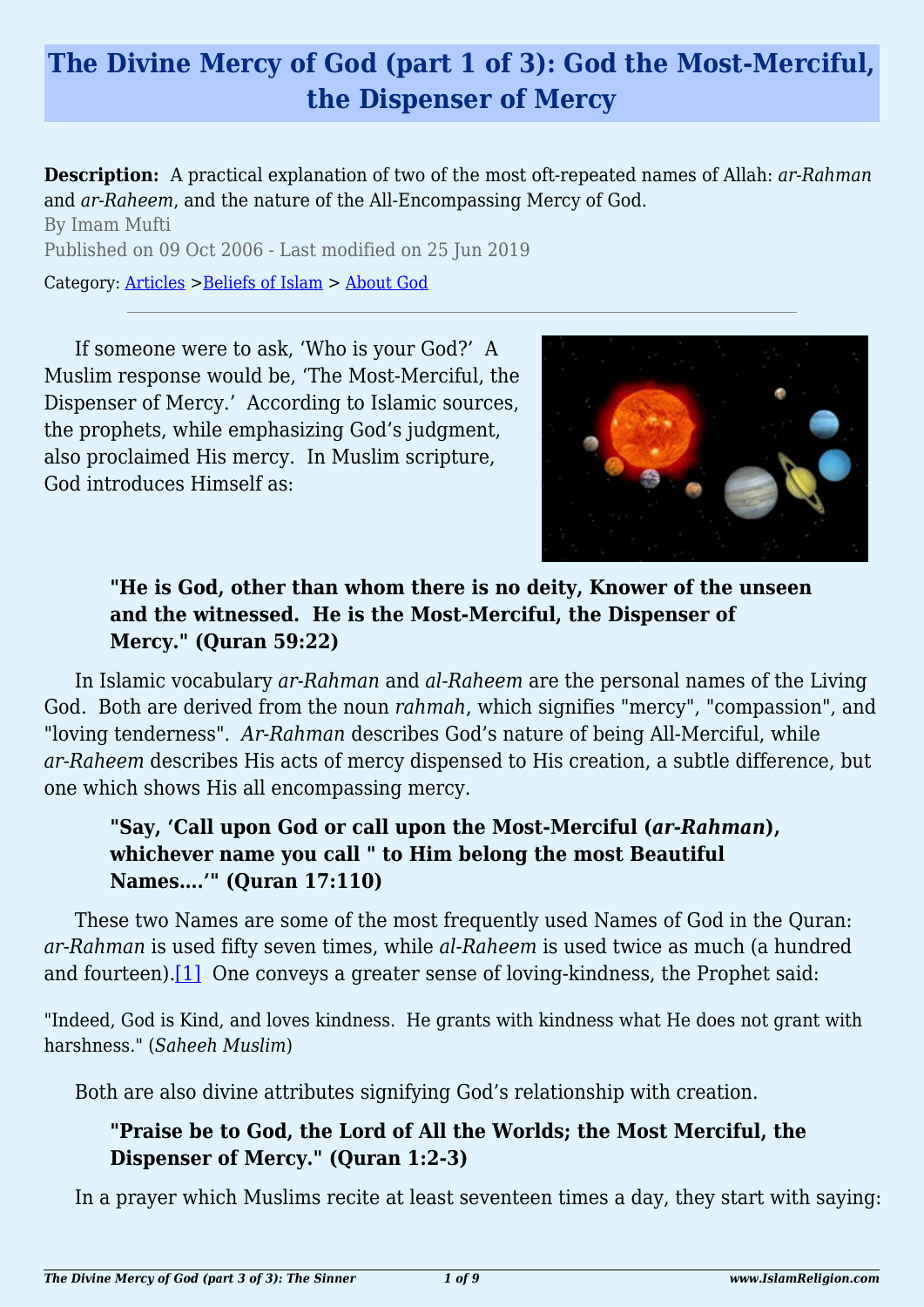# The Divine Mercy of God (part 1 of 3): God the Most-Merciful, the Dispenser of Mercy

**Description:** A practical explanation of two of the most oft-repeated names of Allah: *ar-Rahman* and *ar-Raheem*, and the nature of the All-Encompassing Mercy of God.

By Imam Mufti

Published on 09 Oct 2006 - Last modified on 25 Jun 2019

Category: Articles >Beliefs of Islam > About God

---

If someone were to ask, 'Who is your God?' A Muslim response would be, 'The Most-Merciful, the Dispenser of Mercy.' According to Islamic sources, the prophets, while emphasizing God's judgment, also proclaimed His mercy. In Muslim scripture, God introduces Himself as:

> **"He is God, other than whom there is no deity, Knower of the unseen and the witnessed. He is the Most-Merciful, the Dispenser of Mercy." (Quran 59:22)**

In Islamic vocabulary *ar-Rahman* and *al-Raheem* are the personal names of the Living God. Both are derived from the noun *rahmah*, which signifies "mercy", "compassion", and "loving tenderness". *Ar-Rahman* describes God's nature of being All-Merciful, while *ar-Raheem* describes His acts of mercy dispensed to His creation, a subtle difference, but one which shows His all encompassing mercy.

> **"Say, 'Call upon God or call upon the Most-Merciful (*ar-Rahman*), whichever name you call " to Him belong the most Beautiful Names….'" (Quran 17:110)**

These two Names are some of the most frequently used Names of God in the Quran: *ar-Rahman* is used fifty seven times, while *al-Raheem* is used twice as much (a hundred and fourteen).[1] One conveys a greater sense of loving-kindness, the Prophet said:

"Indeed, God is Kind, and loves kindness. He grants with kindness what He does not grant with harshness." (*Saheeh Muslim*)

Both are also divine attributes signifying God's relationship with creation.

> **"Praise be to God, the Lord of All the Worlds; the Most Merciful, the Dispenser of Mercy." (Quran 1:2-3)**

In a prayer which Muslims recite at least seventeen times a day, they start with saying: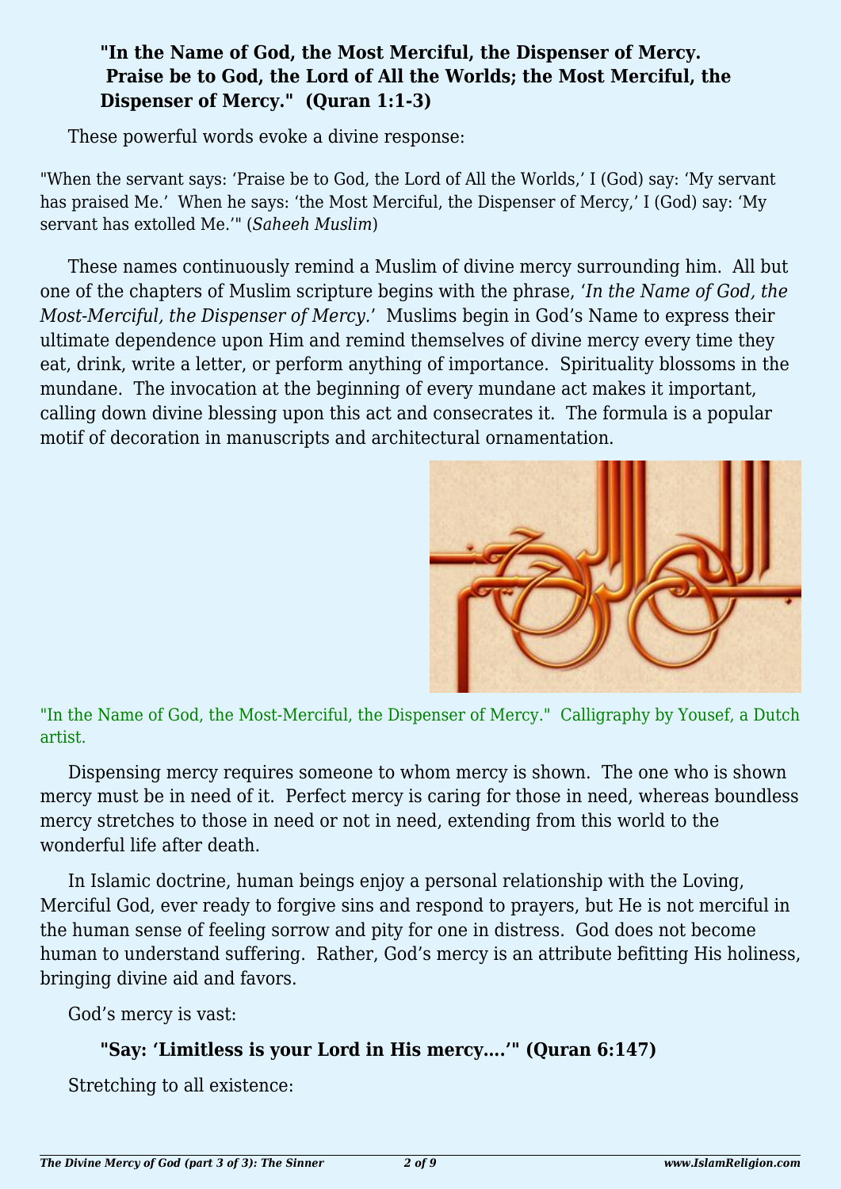**"In the Name of God, the Most Merciful, the Dispenser of Mercy. Praise be to God, the Lord of All the Worlds; the Most Merciful, the Dispenser of Mercy." (Quran 1:1-3)**

These powerful words evoke a divine response:

"When the servant says: 'Praise be to God, the Lord of All the Worlds,' I (God) say: 'My servant has praised Me.' When he says: 'the Most Merciful, the Dispenser of Mercy,' I (God) say: 'My servant has extolled Me.'" (*Saheeh Muslim*)

These names continuously remind a Muslim of divine mercy surrounding him. All but one of the chapters of Muslim scripture begins with the phrase, '*In the Name of God, the Most-Merciful, the Dispenser of Mercy.*' Muslims begin in God's Name to express their ultimate dependence upon Him and remind themselves of divine mercy every time they eat, drink, write a letter, or perform anything of importance. Spirituality blossoms in the mundane. The invocation at the beginning of every mundane act makes it important, calling down divine blessing upon this act and consecrates it. The formula is a popular motif of decoration in manuscripts and architectural ornamentation.

"In the Name of God, the Most-Merciful, the Dispenser of Mercy." Calligraphy by Yousef, a Dutch artist.

Dispensing mercy requires someone to whom mercy is shown. The one who is shown mercy must be in need of it. Perfect mercy is caring for those in need, whereas boundless mercy stretches to those in need or not in need, extending from this world to the wonderful life after death.

In Islamic doctrine, human beings enjoy a personal relationship with the Loving, Merciful God, ever ready to forgive sins and respond to prayers, but He is not merciful in the human sense of feeling sorrow and pity for one in distress. God does not become human to understand suffering. Rather, God's mercy is an attribute befitting His holiness, bringing divine aid and favors.

God's mercy is vast:

**"Say: 'Limitless is your Lord in His mercy....'" (Quran 6:147)**

Stretching to all existence: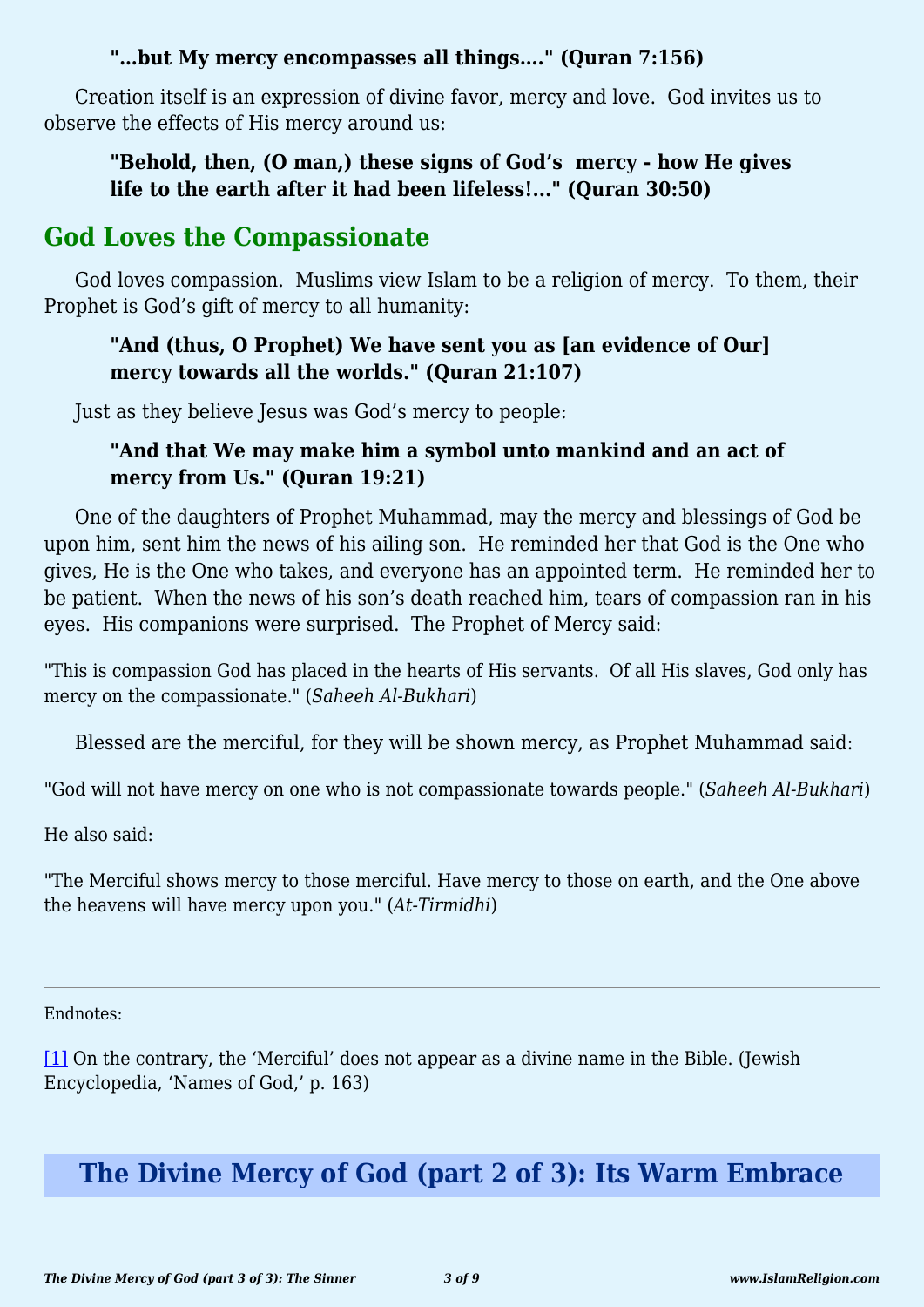> **"…but My mercy encompasses all things…." (Quran 7:156)**

Creation itself is an expression of divine favor, mercy and love. God invites us to observe the effects of His mercy around us:

> **"Behold, then, (O man,) these signs of God's mercy - how He gives life to the earth after it had been lifeless!…" (Quran 30:50)**

## God Loves the Compassionate

God loves compassion. Muslims view Islam to be a religion of mercy. To them, their Prophet is God's gift of mercy to all humanity:

> **"And (thus, O Prophet) We have sent you as [an evidence of Our] mercy towards all the worlds." (Quran 21:107)**

Just as they believe Jesus was God's mercy to people:

> **"And that We may make him a symbol unto mankind and an act of mercy from Us." (Quran 19:21)**

One of the daughters of Prophet Muhammad, may the mercy and blessings of God be upon him, sent him the news of his ailing son. He reminded her that God is the One who gives, He is the One who takes, and everyone has an appointed term. He reminded her to be patient. When the news of his son's death reached him, tears of compassion ran in his eyes. His companions were surprised. The Prophet of Mercy said:

"This is compassion God has placed in the hearts of His servants. Of all His slaves, God only has mercy on the compassionate." (*Saheeh Al-Bukhari*)

Blessed are the merciful, for they will be shown mercy, as Prophet Muhammad said:

"God will not have mercy on one who is not compassionate towards people." (*Saheeh Al-Bukhari*)

He also said:

"The Merciful shows mercy to those merciful. Have mercy to those on earth, and the One above the heavens will have mercy upon you." (*At-Tirmidhi*)

---

Endnotes:

[1] On the contrary, the 'Merciful' does not appear as a divine name in the Bible. (Jewish Encyclopedia, 'Names of God,' p. 163)

# The Divine Mercy of God (part 2 of 3): Its Warm Embrace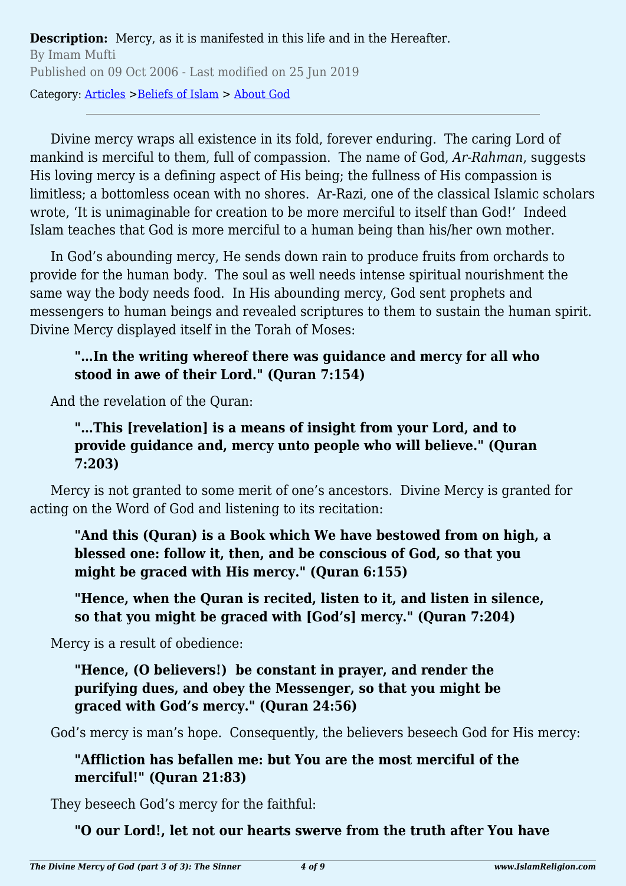**Description:** Mercy, as it is manifested in this life and in the Hereafter.

By Imam Mufti

Published on 09 Oct 2006 - Last modified on 25 Jun 2019

Category: Articles >Beliefs of Islam > About God

---

Divine mercy wraps all existence in its fold, forever enduring. The caring Lord of mankind is merciful to them, full of compassion. The name of God, *Ar-Rahman*, suggests His loving mercy is a defining aspect of His being; the fullness of His compassion is limitless; a bottomless ocean with no shores. Ar-Razi, one of the classical Islamic scholars wrote, 'It is unimaginable for creation to be more merciful to itself than God!' Indeed Islam teaches that God is more merciful to a human being than his/her own mother.

In God's abounding mercy, He sends down rain to produce fruits from orchards to provide for the human body. The soul as well needs intense spiritual nourishment the same way the body needs food. In His abounding mercy, God sent prophets and messengers to human beings and revealed scriptures to them to sustain the human spirit. Divine Mercy displayed itself in the Torah of Moses:

> **"…In the writing whereof there was guidance and mercy for all who stood in awe of their Lord." (Quran 7:154)**

And the revelation of the Quran:

> **"…This [revelation] is a means of insight from your Lord, and to provide guidance and, mercy unto people who will believe." (Quran 7:203)**

Mercy is not granted to some merit of one's ancestors. Divine Mercy is granted for acting on the Word of God and listening to its recitation:

> **"And this (Quran) is a Book which We have bestowed from on high, a blessed one: follow it, then, and be conscious of God, so that you might be graced with His mercy." (Quran 6:155)**

> **"Hence, when the Quran is recited, listen to it, and listen in silence, so that you might be graced with [God's] mercy." (Quran 7:204)**

Mercy is a result of obedience:

> **"Hence, (O believers!) be constant in prayer, and render the purifying dues, and obey the Messenger, so that you might be graced with God's mercy." (Quran 24:56)**

God's mercy is man's hope. Consequently, the believers beseech God for His mercy:

> **"Affliction has befallen me: but You are the most merciful of the merciful!" (Quran 21:83)**

They beseech God's mercy for the faithful:

> **"O our Lord!, let not our hearts swerve from the truth after You have**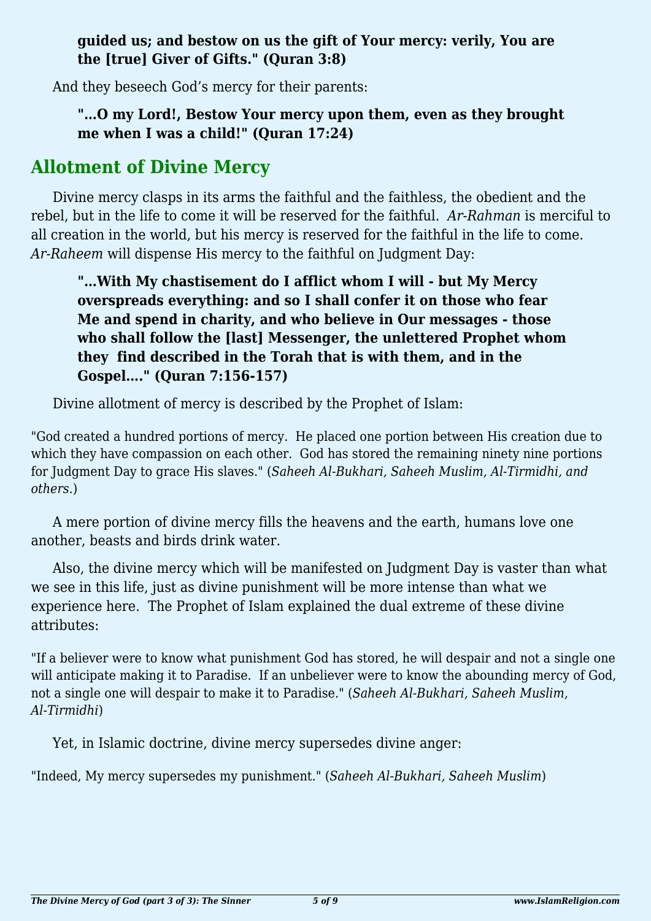**guided us; and bestow on us the gift of Your mercy: verily, You are the [true] Giver of Gifts." (Quran 3:8)**

And they beseech God's mercy for their parents:

**"…O my Lord!, Bestow Your mercy upon them, even as they brought me when I was a child!" (Quran 17:24)**

## Allotment of Divine Mercy

Divine mercy clasps in its arms the faithful and the faithless, the obedient and the rebel, but in the life to come it will be reserved for the faithful. *Ar-Rahman* is merciful to all creation in the world, but his mercy is reserved for the faithful in the life to come. *Ar-Raheem* will dispense His mercy to the faithful on Judgment Day:

**"…With My chastisement do I afflict whom I will - but My Mercy overspreads everything: and so I shall confer it on those who fear Me and spend in charity, and who believe in Our messages - those who shall follow the [last] Messenger, the unlettered Prophet whom they find described in the Torah that is with them, and in the Gospel…." (Quran 7:156-157)**

Divine allotment of mercy is described by the Prophet of Islam:

"God created a hundred portions of mercy. He placed one portion between His creation due to which they have compassion on each other. God has stored the remaining ninety nine portions for Judgment Day to grace His slaves." (*Saheeh Al-Bukhari, Saheeh Muslim, Al-Tirmidhi, and others.*)

A mere portion of divine mercy fills the heavens and the earth, humans love one another, beasts and birds drink water.

Also, the divine mercy which will be manifested on Judgment Day is vaster than what we see in this life, just as divine punishment will be more intense than what we experience here. The Prophet of Islam explained the dual extreme of these divine attributes:

"If a believer were to know what punishment God has stored, he will despair and not a single one will anticipate making it to Paradise. If an unbeliever were to know the abounding mercy of God, not a single one will despair to make it to Paradise." (*Saheeh Al-Bukhari, Saheeh Muslim, Al-Tirmidhi*)

Yet, in Islamic doctrine, divine mercy supersedes divine anger:

"Indeed, My mercy supersedes my punishment." (*Saheeh Al-Bukhari, Saheeh Muslim*)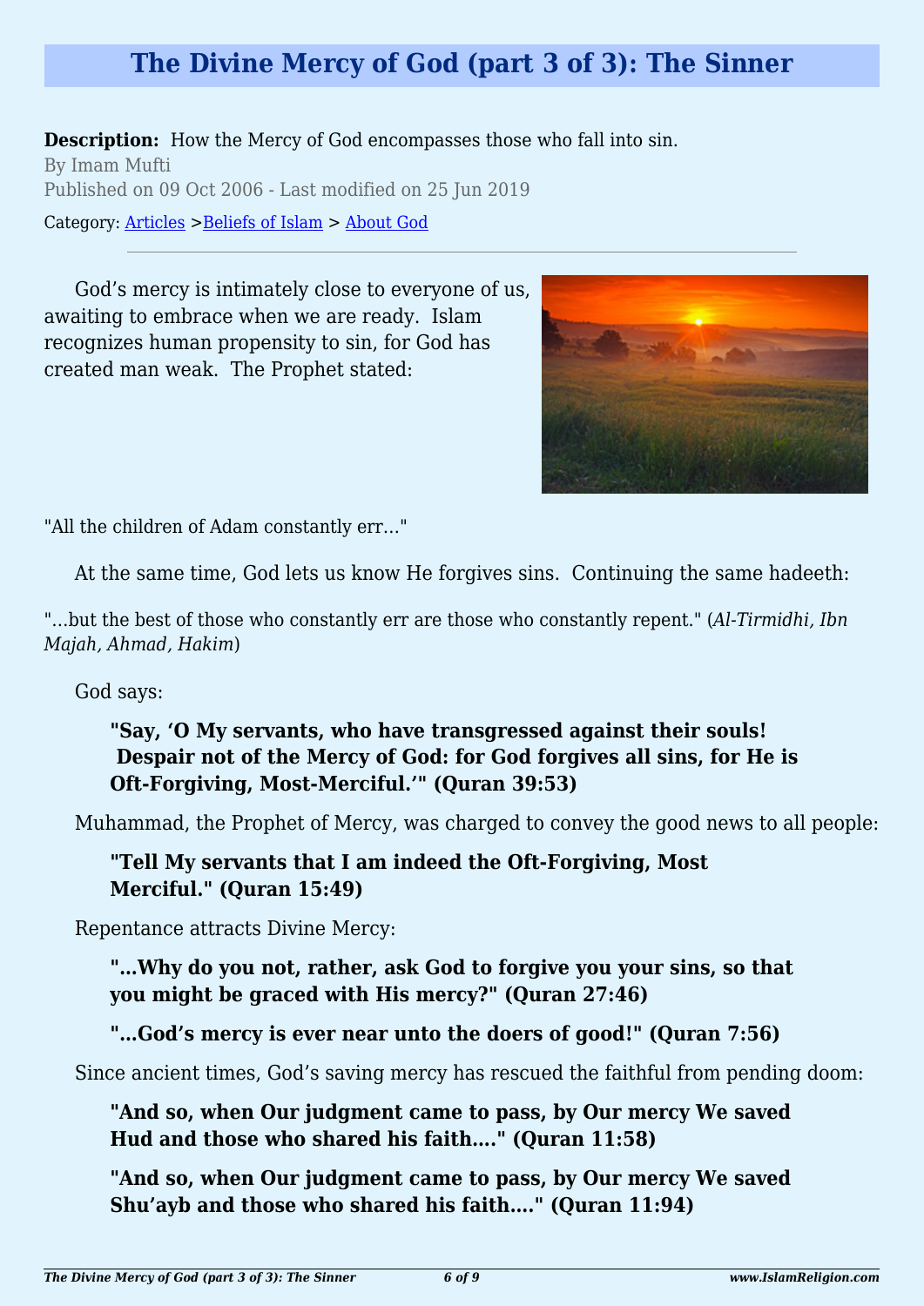# The Divine Mercy of God (part 3 of 3): The Sinner

**Description:** How the Mercy of God encompasses those who fall into sin.

By Imam Mufti

Published on 09 Oct 2006 - Last modified on 25 Jun 2019

Category: Articles >Beliefs of Islam > About God

---

God's mercy is intimately close to everyone of us, awaiting to embrace when we are ready. Islam recognizes human propensity to sin, for God has created man weak. The Prophet stated:

"All the children of Adam constantly err…"

At the same time, God lets us know He forgives sins. Continuing the same hadeeth:

"…but the best of those who constantly err are those who constantly repent." (*Al-Tirmidhi, Ibn Majah, Ahmad, Hakim*)

God says:

> **"Say, 'O My servants, who have transgressed against their souls! Despair not of the Mercy of God: for God forgives all sins, for He is Oft-Forgiving, Most-Merciful.'" (Quran 39:53)**

Muhammad, the Prophet of Mercy, was charged to convey the good news to all people:

> **"Tell My servants that I am indeed the Oft-Forgiving, Most Merciful." (Quran 15:49)**

Repentance attracts Divine Mercy:

> **"…Why do you not, rather, ask God to forgive you your sins, so that you might be graced with His mercy?" (Quran 27:46)**

> **"…God's mercy is ever near unto the doers of good!" (Quran 7:56)**

Since ancient times, God's saving mercy has rescued the faithful from pending doom:

> **"And so, when Our judgment came to pass, by Our mercy We saved Hud and those who shared his faith…." (Quran 11:58)**

> **"And so, when Our judgment came to pass, by Our mercy We saved Shu'ayb and those who shared his faith…." (Quran 11:94)**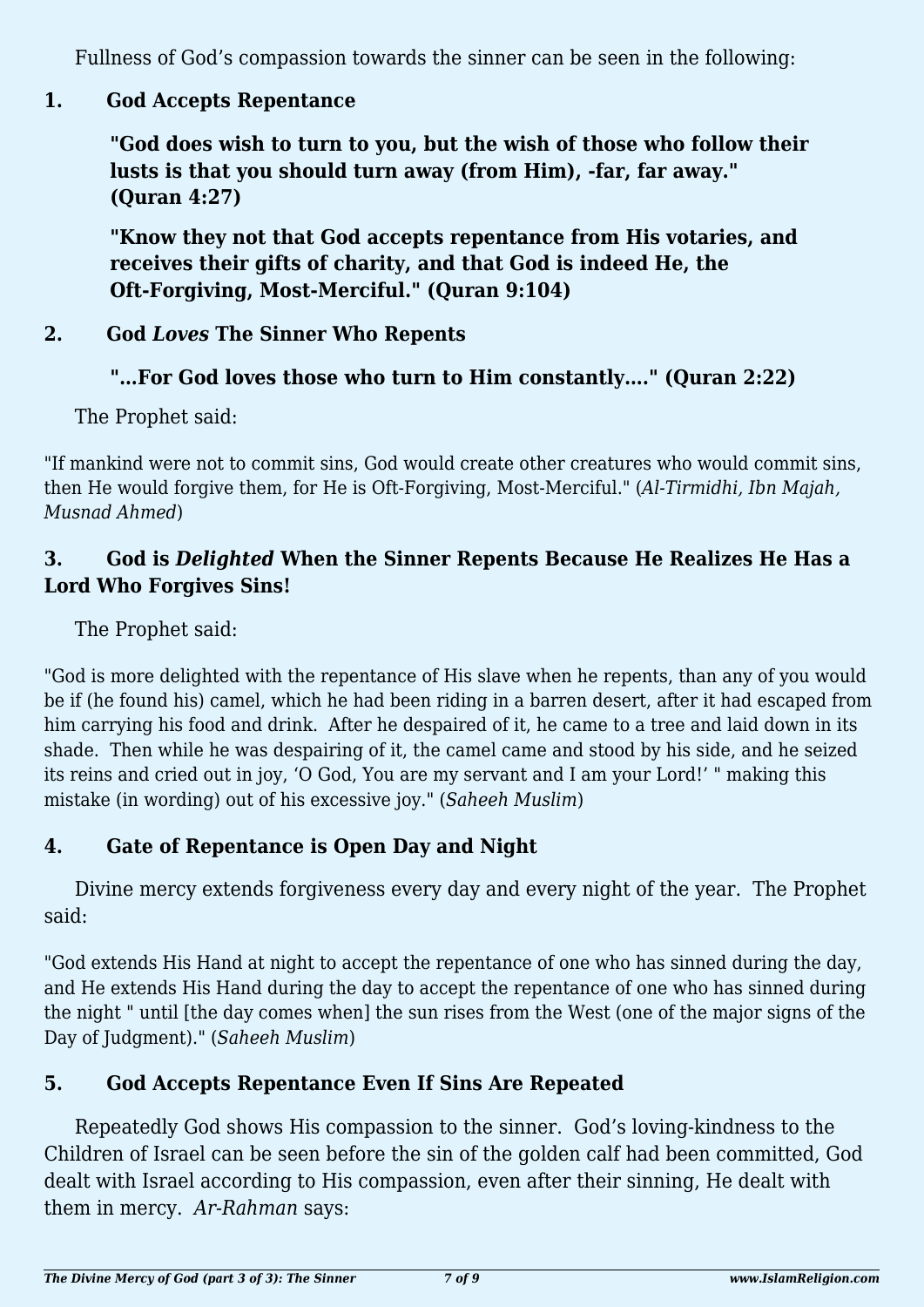Fullness of God’s compassion towards the sinner can be seen in the following:

### 1. God Accepts Repentance

> **"God does wish to turn to you, but the wish of those who follow their lusts is that you should turn away (from Him), -far, far away." (Quran 4:27)**

> **"Know they not that God accepts repentance from His votaries, and receives their gifts of charity, and that God is indeed He, the Oft-Forgiving, Most-Merciful." (Quran 9:104)**

### 2. God *Loves* The Sinner Who Repents

> **"…For God loves those who turn to Him constantly…." (Quran 2:22)**

The Prophet said:

"If mankind were not to commit sins, God would create other creatures who would commit sins, then He would forgive them, for He is Oft-Forgiving, Most-Merciful." (*Al-Tirmidhi, Ibn Majah, Musnad Ahmed*)

### 3. God is *Delighted* When the Sinner Repents Because He Realizes He Has a Lord Who Forgives Sins!

The Prophet said:

"God is more delighted with the repentance of His slave when he repents, than any of you would be if (he found his) camel, which he had been riding in a barren desert, after it had escaped from him carrying his food and drink. After he despaired of it, he came to a tree and laid down in its shade. Then while he was despairing of it, the camel came and stood by his side, and he seized its reins and cried out in joy, ‘O God, You are my servant and I am your Lord!’ " making this mistake (in wording) out of his excessive joy." (*Saheeh Muslim*)

### 4. Gate of Repentance is Open Day and Night

Divine mercy extends forgiveness every day and every night of the year. The Prophet said:

"God extends His Hand at night to accept the repentance of one who has sinned during the day, and He extends His Hand during the day to accept the repentance of one who has sinned during the night " until [the day comes when] the sun rises from the West (one of the major signs of the Day of Judgment)." (*Saheeh Muslim*)

### 5. God Accepts Repentance Even If Sins Are Repeated

Repeatedly God shows His compassion to the sinner. God’s loving-kindness to the Children of Israel can be seen before the sin of the golden calf had been committed, God dealt with Israel according to His compassion, even after their sinning, He dealt with them in mercy. *Ar-Rahman* says: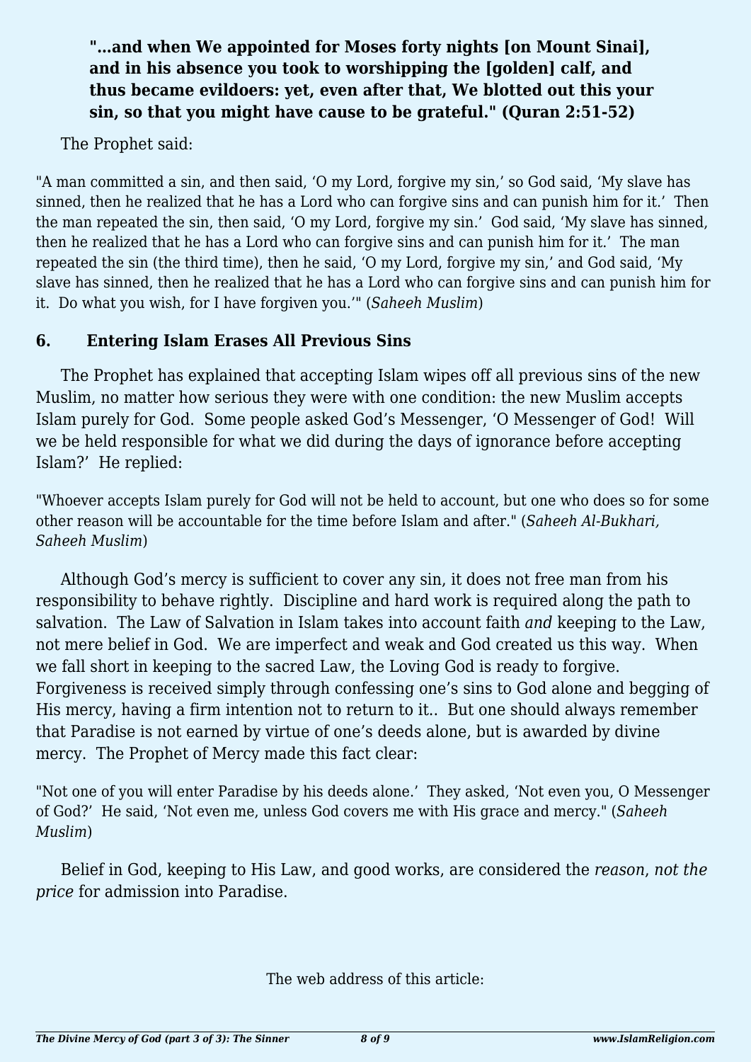**"…and when We appointed for Moses forty nights [on Mount Sinai], and in his absence you took to worshipping the [golden] calf, and thus became evildoers: yet, even after that, We blotted out this your sin, so that you might have cause to be grateful." (Quran 2:51-52)**

The Prophet said:

"A man committed a sin, and then said, 'O my Lord, forgive my sin,' so God said, 'My slave has sinned, then he realized that he has a Lord who can forgive sins and can punish him for it.' Then the man repeated the sin, then said, 'O my Lord, forgive my sin.' God said, 'My slave has sinned, then he realized that he has a Lord who can forgive sins and can punish him for it.' The man repeated the sin (the third time), then he said, 'O my Lord, forgive my sin,' and God said, 'My slave has sinned, then he realized that he has a Lord who can forgive sins and can punish him for it. Do what you wish, for I have forgiven you.'" (*Saheeh Muslim*)

### 6. Entering Islam Erases All Previous Sins

The Prophet has explained that accepting Islam wipes off all previous sins of the new Muslim, no matter how serious they were with one condition: the new Muslim accepts Islam purely for God. Some people asked God's Messenger, 'O Messenger of God! Will we be held responsible for what we did during the days of ignorance before accepting Islam?' He replied:

"Whoever accepts Islam purely for God will not be held to account, but one who does so for some other reason will be accountable for the time before Islam and after." (*Saheeh Al-Bukhari, Saheeh Muslim*)

Although God's mercy is sufficient to cover any sin, it does not free man from his responsibility to behave rightly. Discipline and hard work is required along the path to salvation. The Law of Salvation in Islam takes into account faith *and* keeping to the Law, not mere belief in God. We are imperfect and weak and God created us this way. When we fall short in keeping to the sacred Law, the Loving God is ready to forgive. Forgiveness is received simply through confessing one's sins to God alone and begging of His mercy, having a firm intention not to return to it.. But one should always remember that Paradise is not earned by virtue of one's deeds alone, but is awarded by divine mercy. The Prophet of Mercy made this fact clear:

"Not one of you will enter Paradise by his deeds alone.' They asked, 'Not even you, O Messenger of God?' He said, 'Not even me, unless God covers me with His grace and mercy." (*Saheeh Muslim*)

Belief in God, keeping to His Law, and good works, are considered the *reason*, *not the price* for admission into Paradise.

The web address of this article: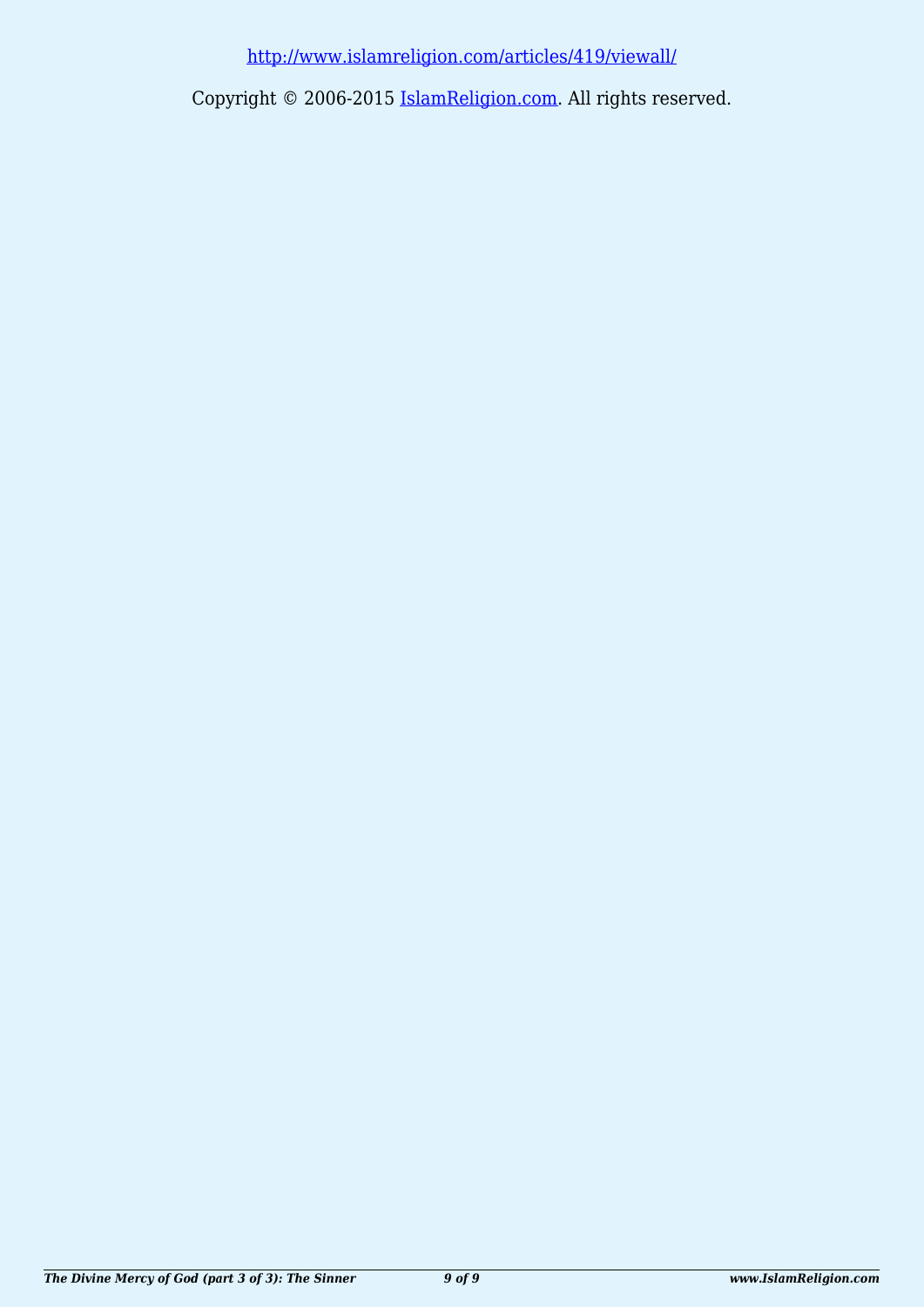http://www.islamreligion.com/articles/419/viewall/

Copyright © 2006-2015 IslamReligion.com. All rights reserved.